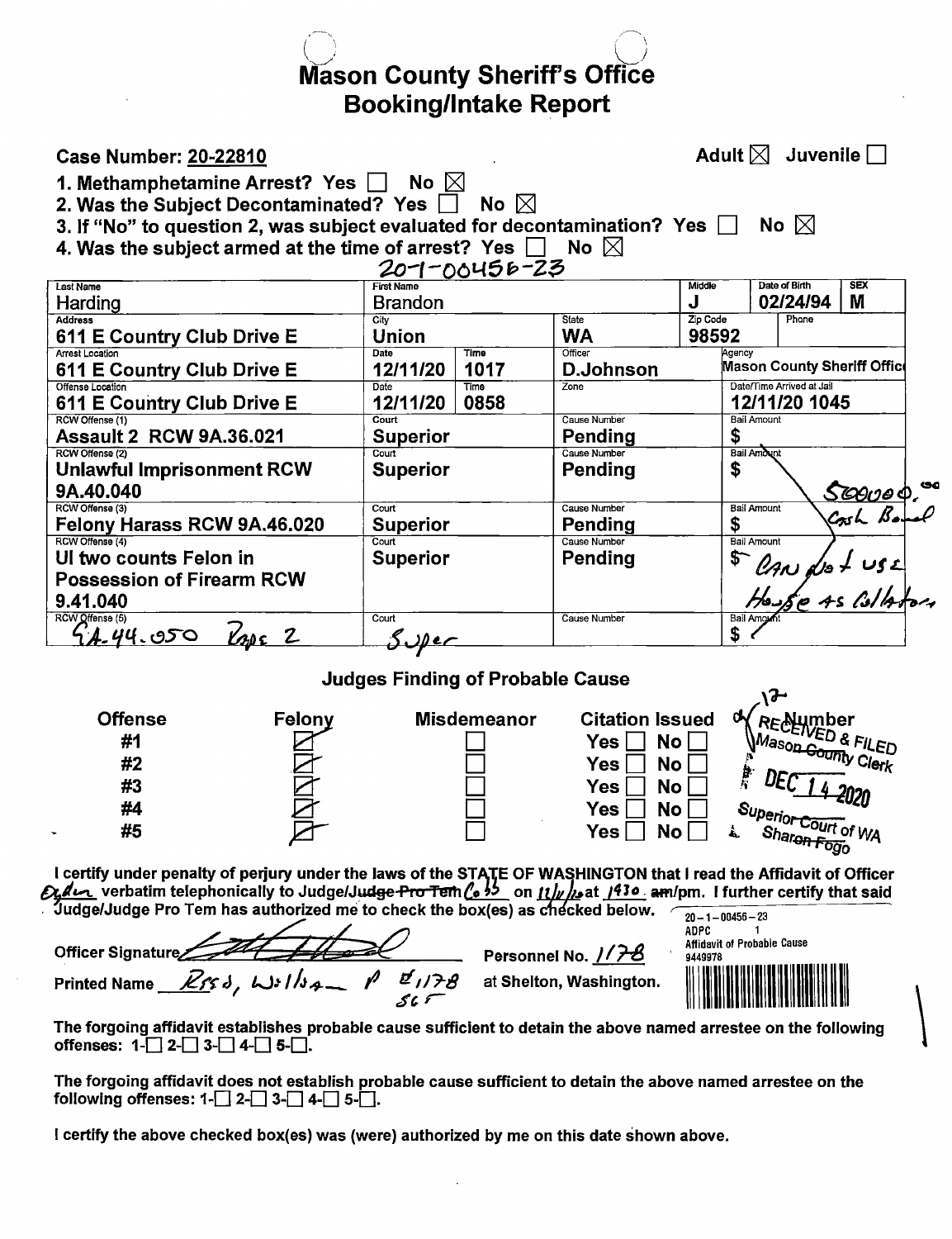# Mason County Sheriff's Office
## Booking/Intake Report

**Case Number: 20-22810**

Adult ☒ Juvenile ☐

1. Methamphetamine Arrest? Yes ☐ No ☒
2. Was the Subject Decontaminated? Yes ☐ No ☒
3. If "No" to question 2, was subject evaluated for decontamination? Yes ☐ No ☒
4. Was the subject armed at the time of arrest? Yes ☐ No ☒

20-1-00456-23

| Last Name | First Name | | | Middle | Date of Birth | SEX |
|---|---|---|---|---|---|---|
| Harding | Brandon | | | J | 02/24/94 | M |
| **Address** | **City** | | **State** | **Zip Code** | **Phone** | |
| 611 E Country Club Drive E | Union | | WA | 98592 | | |
| **Arrest Location** | **Date** | **Time** | **Officer** | **Agency** | | |
| 611 E Country Club Drive E | 12/11/20 | 1017 | D.Johnson | Mason County Sheriff Office | | |
| **Offense Location** | **Date** | **Time** | **Zone** | **Date/Time Arrived at Jail** | | |
| 611 E Country Club Drive E | 12/11/20 | 0858 | | 12/11/20 1045 | | |
| **RCW Offense (1)** | **Court** | | **Cause Number** | **Bail Amount** | | |
| Assault 2 RCW 9A.36.021 | Superior | | Pending | $ | | |
| **RCW Offense (2)** | **Court** | | **Cause Number** | **Bail Amount** | | |
| Unlawful Imprisonment RCW 9A.40.040 | Superior | | Pending | $ 500000.00 Cash Bond | | |
| **RCW Offense (3)** | **Court** | | **Cause Number** | **Bail Amount** | | |
| Felony Harass RCW 9A.46.020 | Superior | | Pending | $ | | |
| **RCW Offense (4)** | **Court** | | **Cause Number** | **Bail Amount** | | |
| UI two counts Felon in Possession of Firearm RCW 9.41.040 | Superior | | Pending | $ Can not use House as collateral | | |
| **RCW Offense (5)** | **Court** | | **Cause Number** | **Bail Amount** | | |
| 9A-44.050 Rape 2 | Super | | | $ | | |

### Judges Finding of Probable Cause

| Offense | Felony | Misdemeanor | Citation Issued |
|---|---|---|---|
| #1 | ☒ | ☐ | Yes ☐ No ☐ |
| #2 | ☒ | ☐ | Yes ☐ No ☐ |
| #3 | ☒ | ☐ | Yes ☐ No ☐ |
| #4 | ☒ | ☐ | Yes ☐ No ☐ |
| #5 | ☒ | ☐ | Yes ☐ No ☐ |

RECEIVED & FILED
Mason County Clerk
DEC 14 2020
Superior Court of WA
Sharon Fogo

I certify under penalty of perjury under the laws of the STATE OF WASHINGTON that I read the Affidavit of Officer Ogden verbatim telephonically to Judge/~~Judge Pro Tem~~ Cobb on 12/11/20 at 1430 am/pm. I further certify that said Judge/Judge Pro Tem has authorized me to check the box(es) as checked below.

20-1-00456-23
ADPC 1
Affidavit of Probable Cause
9449978

Officer Signature [signature] Personnel No. 1178

Printed Name Russ, Wilson P 8,1178 SGT at Shelton, Washington.

The forgoing affidavit establishes probable cause sufficient to detain the above named arrestee on the following offenses: 1-☐ 2-☐ 3-☐ 4-☐ 5-☐.

The forgoing affidavit does not establish probable cause sufficient to detain the above named arrestee on the following offenses: 1-☐ 2-☐ 3-☐ 4-☐ 5-☐.

I certify the above checked box(es) was (were) authorized by me on this date shown above.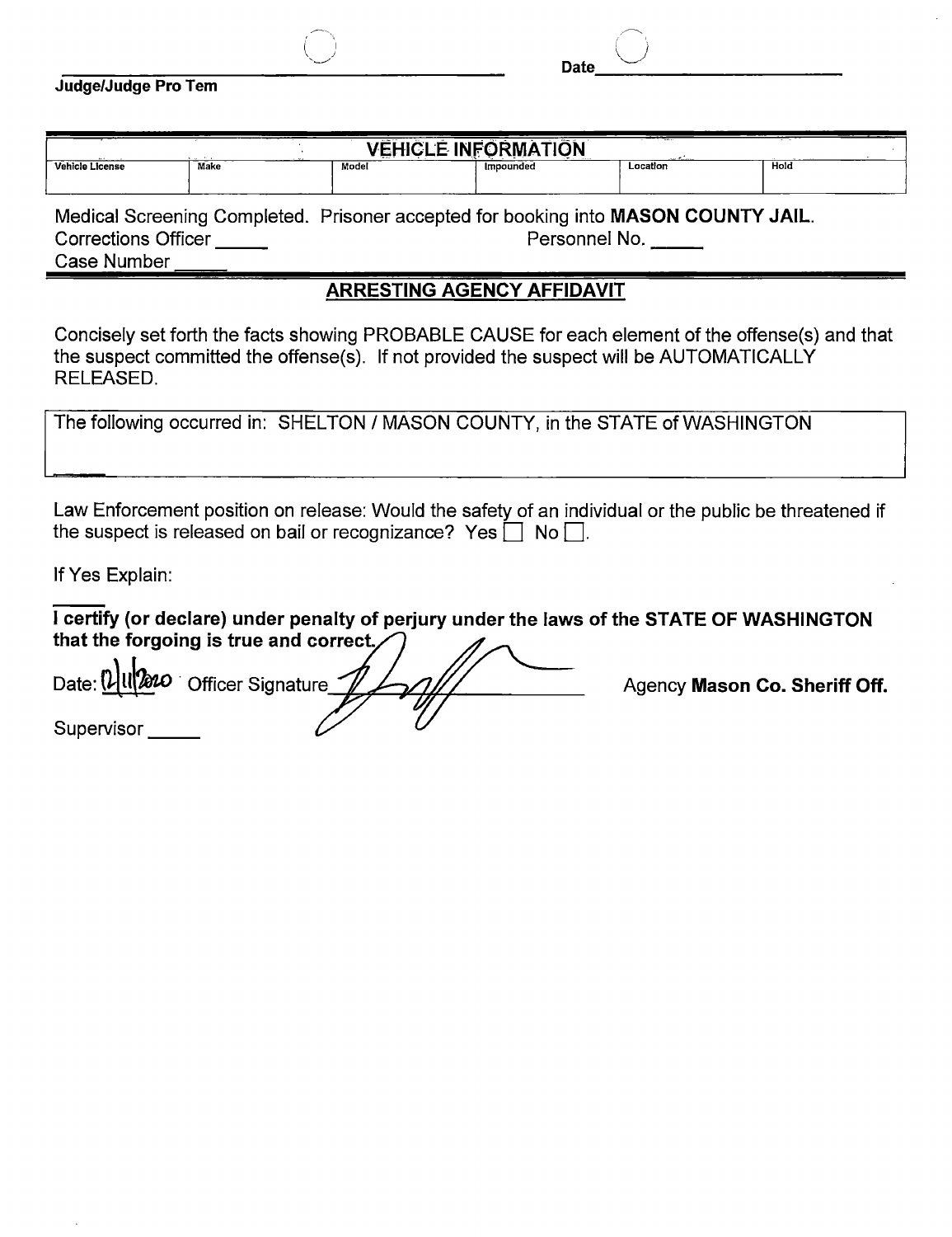______________________________ Date______________________

**Judge/Judge Pro Tem**

| VEHICLE INFORMATION | | | | | |
|---|---|---|---|---|---|
| Vehicle License | Make | Model | Impounded | Location | Hold |
| | | | | | |

Medical Screening Completed. Prisoner accepted for booking into **MASON COUNTY JAIL**.
Corrections Officer _____ Personnel No. _____
Case Number _____

## ARRESTING AGENCY AFFIDAVIT

Concisely set forth the facts showing PROBABLE CAUSE for each element of the offense(s) and that the suspect committed the offense(s). If not provided the suspect will be AUTOMATICALLY RELEASED.

The following occurred in: SHELTON / MASON COUNTY, in the STATE of WASHINGTON

Law Enforcement position on release: Would the safety of an individual or the public be threatened if the suspect is released on bail or recognizance? Yes ☐ No ☐.

If Yes Explain:

**I certify (or declare) under penalty of perjury under the laws of the STATE OF WASHINGTON that the forgoing is true and correct.**

Date: 12/11/2020 Officer Signature_______________ Agency **Mason Co. Sheriff Off.**

Supervisor _____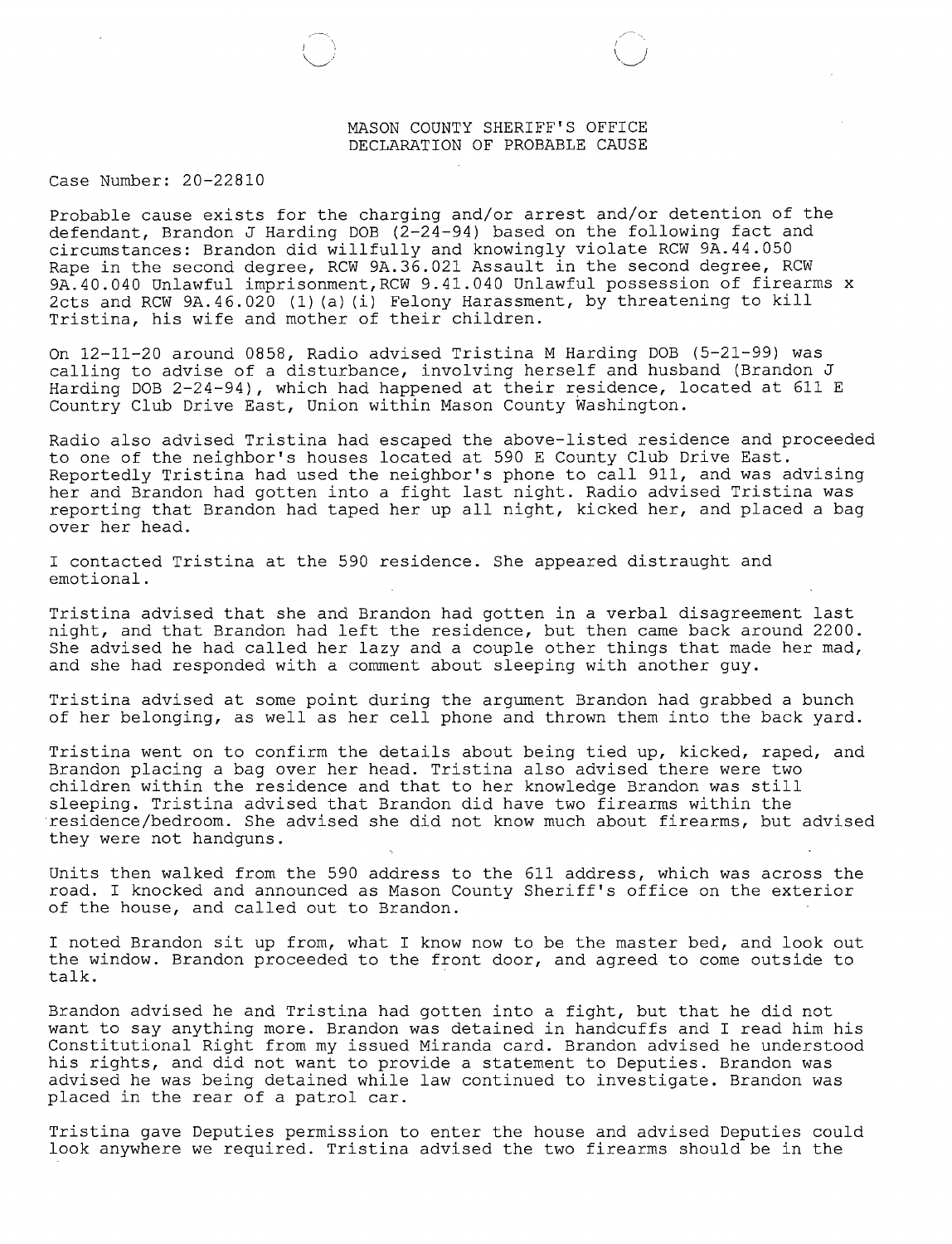MASON COUNTY SHERIFF'S OFFICE
DECLARATION OF PROBABLE CAUSE

Case Number: 20-22810

Probable cause exists for the charging and/or arrest and/or detention of the defendant, Brandon J Harding DOB (2-24-94) based on the following fact and circumstances: Brandon did willfully and knowingly violate RCW 9A.44.050 Rape in the second degree, RCW 9A.36.021 Assault in the second degree, RCW 9A.40.040 Unlawful imprisonment,RCW 9.41.040 Unlawful possession of firearms x 2cts and RCW 9A.46.020 (1)(a)(i) Felony Harassment, by threatening to kill Tristina, his wife and mother of their children.

On 12-11-20 around 0858, Radio advised Tristina M Harding DOB (5-21-99) was calling to advise of a disturbance, involving herself and husband (Brandon J Harding DOB 2-24-94), which had happened at their residence, located at 611 E Country Club Drive East, Union within Mason County Washington.

Radio also advised Tristina had escaped the above-listed residence and proceeded to one of the neighbor's houses located at 590 E County Club Drive East. Reportedly Tristina had used the neighbor's phone to call 911, and was advising her and Brandon had gotten into a fight last night. Radio advised Tristina was reporting that Brandon had taped her up all night, kicked her, and placed a bag over her head.

I contacted Tristina at the 590 residence. She appeared distraught and emotional.

Tristina advised that she and Brandon had gotten in a verbal disagreement last night, and that Brandon had left the residence, but then came back around 2200. She advised he had called her lazy and a couple other things that made her mad, and she had responded with a comment about sleeping with another guy.

Tristina advised at some point during the argument Brandon had grabbed a bunch of her belonging, as well as her cell phone and thrown them into the back yard.

Tristina went on to confirm the details about being tied up, kicked, raped, and Brandon placing a bag over her head. Tristina also advised there were two children within the residence and that to her knowledge Brandon was still sleeping. Tristina advised that Brandon did have two firearms within the residence/bedroom. She advised she did not know much about firearms, but advised they were not handguns.

Units then walked from the 590 address to the 611 address, which was across the road. I knocked and announced as Mason County Sheriff's office on the exterior of the house, and called out to Brandon.

I noted Brandon sit up from, what I know now to be the master bed, and look out the window. Brandon proceeded to the front door, and agreed to come outside to talk.

Brandon advised he and Tristina had gotten into a fight, but that he did not want to say anything more. Brandon was detained in handcuffs and I read him his Constitutional Right from my issued Miranda card. Brandon advised he understood his rights, and did not want to provide a statement to Deputies. Brandon was advised he was being detained while law continued to investigate. Brandon was placed in the rear of a patrol car.

Tristina gave Deputies permission to enter the house and advised Deputies could look anywhere we required. Tristina advised the two firearms should be in the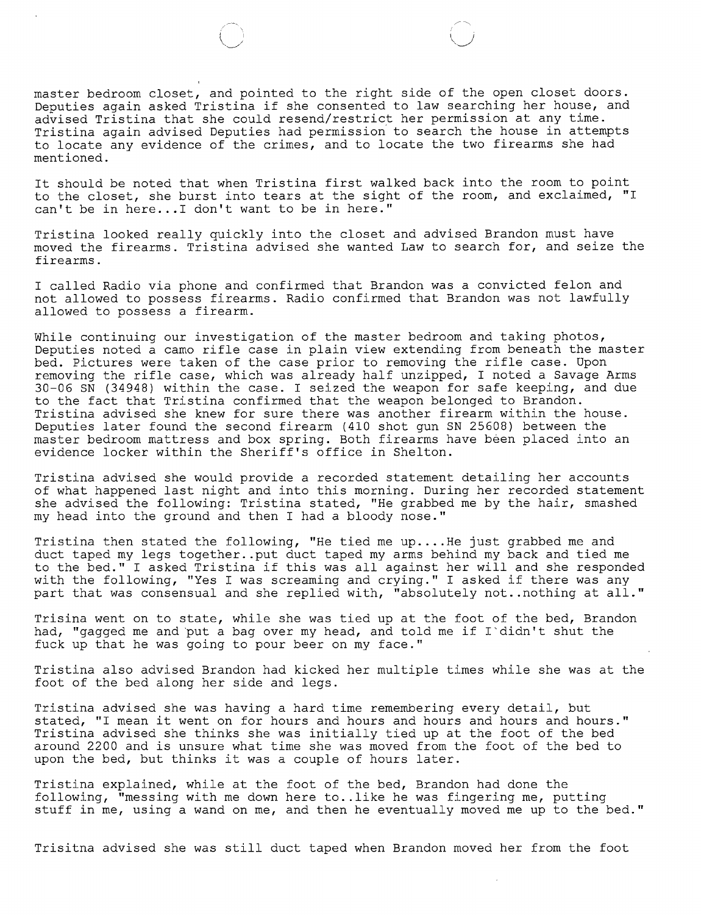master bedroom closet, and pointed to the right side of the open closet doors. Deputies again asked Tristina if she consented to law searching her house, and advised Tristina that she could resend/restrict her permission at any time. Tristina again advised Deputies had permission to search the house in attempts to locate any evidence of the crimes, and to locate the two firearms she had mentioned.

It should be noted that when Tristina first walked back into the room to point to the closet, she burst into tears at the sight of the room, and exclaimed, "I can't be in here...I don't want to be in here."

Tristina looked really quickly into the closet and advised Brandon must have moved the firearms. Tristina advised she wanted Law to search for, and seize the firearms.

I called Radio via phone and confirmed that Brandon was a convicted felon and not allowed to possess firearms. Radio confirmed that Brandon was not lawfully allowed to possess a firearm.

While continuing our investigation of the master bedroom and taking photos, Deputies noted a camo rifle case in plain view extending from beneath the master bed. Pictures were taken of the case prior to removing the rifle case. Upon removing the rifle case, which was already half unzipped, I noted a Savage Arms 30-06 SN (34948) within the case. I seized the weapon for safe keeping, and due to the fact that Tristina confirmed that the weapon belonged to Brandon. Tristina advised she knew for sure there was another firearm within the house. Deputies later found the second firearm (410 shot gun SN 25608) between the master bedroom mattress and box spring. Both firearms have been placed into an evidence locker within the Sheriff's office in Shelton.

Tristina advised she would provide a recorded statement detailing her accounts of what happened last night and into this morning. During her recorded statement she advised the following: Tristina stated, "He grabbed me by the hair, smashed my head into the ground and then I had a bloody nose."

Tristina then stated the following, "He tied me up....He just grabbed me and duct taped my legs together..put duct taped my arms behind my back and tied me to the bed." I asked Tristina if this was all against her will and she responded with the following, "Yes I was screaming and crying." I asked if there was any part that was consensual and she replied with, "absolutely not..nothing at all."

Trisina went on to state, while she was tied up at the foot of the bed, Brandon had, "gagged me and put a bag over my head, and told me if I`didn't shut the fuck up that he was going to pour beer on my face."

Tristina also advised Brandon had kicked her multiple times while she was at the foot of the bed along her side and legs.

Tristina advised she was having a hard time remembering every detail, but stated, "I mean it went on for hours and hours and hours and hours and hours." Tristina advised she thinks she was initially tied up at the foot of the bed around 2200 and is unsure what time she was moved from the foot of the bed to upon the bed, but thinks it was a couple of hours later.

Tristina explained, while at the foot of the bed, Brandon had done the following, "messing with me down here to..like he was fingering me, putting stuff in me, using a wand on me, and then he eventually moved me up to the bed."

Trisitna advised she was still duct taped when Brandon moved her from the foot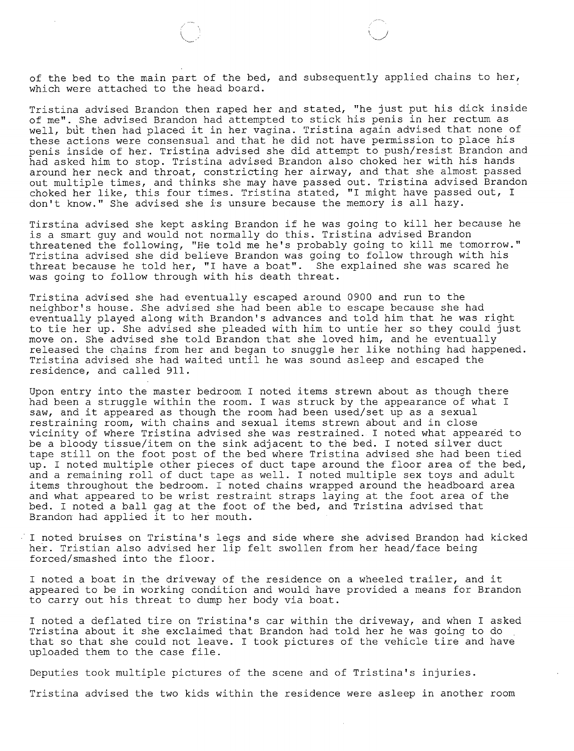of the bed to the main part of the bed, and subsequently applied chains to her, which were attached to the head board.

Tristina advised Brandon then raped her and stated, "he just put his dick inside of me". She advised Brandon had attempted to stick his penis in her rectum as well, but then had placed it in her vagina. Tristina again advised that none of these actions were consensual and that he did not have permission to place his penis inside of her. Tristina advised she did attempt to push/resist Brandon and had asked him to stop. Tristina advised Brandon also choked her with his hands around her neck and throat, constricting her airway, and that she almost passed out multiple times, and thinks she may have passed out. Tristina advised Brandon choked her like, this four times. Tristina stated, "I might have passed out, I don't know." She advised she is unsure because the memory is all hazy.

Tirstina advised she kept asking Brandon if he was going to kill her because he is a smart guy and would not normally do this. Tristina advised Brandon threatened the following, "He told me he's probably going to kill me tomorrow." Tristina advised she did believe Brandon was going to follow through with his threat because he told her, "I have a boat". She explained she was scared he was going to follow through with his death threat.

Tristina advised she had eventually escaped around 0900 and run to the neighbor's house. She advised she had been able to escape because she had eventually played along with Brandon's advances and told him that he was right to tie her up. She advised she pleaded with him to untie her so they could just move on. She advised she told Brandon that she loved him, and he eventually released the chains from her and began to snuggle her like nothing had happened. Tristina advised she had waited until he was sound asleep and escaped the residence, and called 911.

Upon entry into the master bedroom I noted items strewn about as though there had been a struggle within the room. I was struck by the appearance of what I saw, and it appeared as though the room had been used/set up as a sexual restraining room, with chains and sexual items strewn about and in close vicinity of where Tristina advised she was restrained. I noted what appeared to be a bloody tissue/item on the sink adjacent to the bed. I noted silver duct tape still on the foot post of the bed where Tristina advised she had been tied up. I noted multiple other pieces of duct tape around the floor area of the bed, and a remaining roll of duct tape as well. I noted multiple sex toys and adult items throughout the bedroom. I noted chains wrapped around the headboard area and what appeared to be wrist restraint straps laying at the foot area of the bed. I noted a ball gag at the foot of the bed, and Tristina advised that Brandon had applied it to her mouth.

I noted bruises on Tristina's legs and side where she advised Brandon had kicked her. Tristian also advised her lip felt swollen from her head/face being forced/smashed into the floor.

I noted a boat in the driveway of the residence on a wheeled trailer, and it appeared to be in working condition and would have provided a means for Brandon to carry out his threat to dump her body via boat.

I noted a deflated tire on Tristina's car within the driveway, and when I asked Tristina about it she exclaimed that Brandon had told her he was going to do that so that she could not leave. I took pictures of the vehicle tire and have uploaded them to the case file.

Deputies took multiple pictures of the scene and of Tristina's injuries.

Tristina advised the two kids within the residence were asleep in another room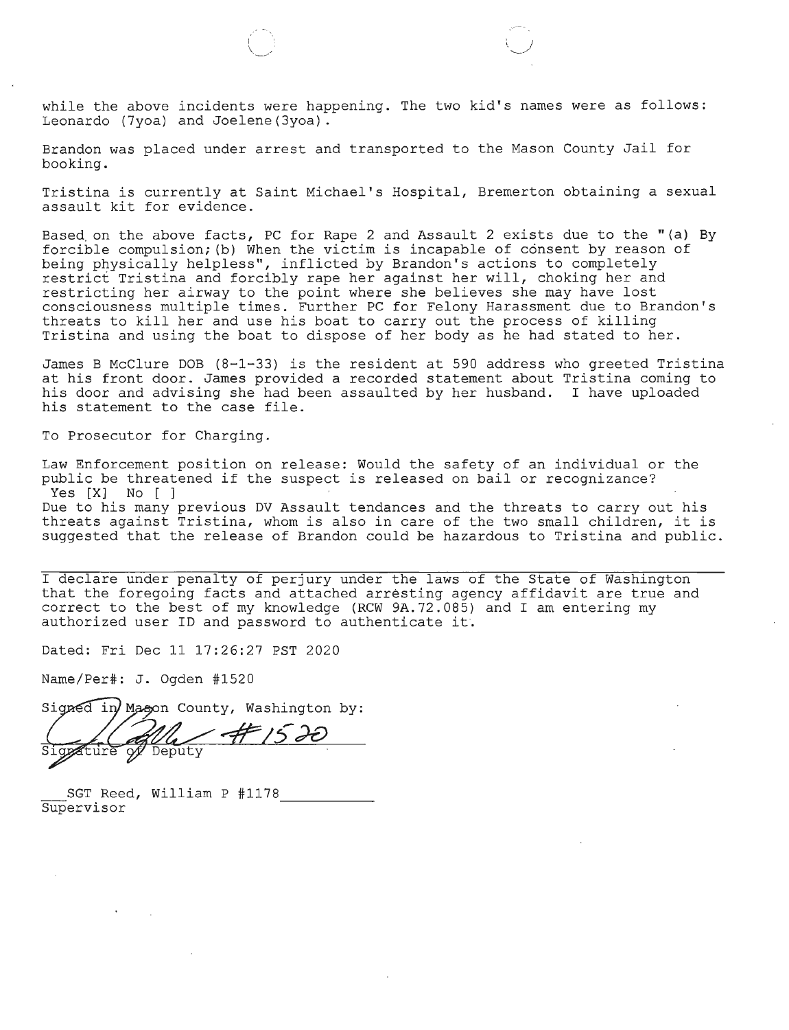while the above incidents were happening. The two kid's names were as follows: Leonardo (7yoa) and Joelene(3yoa).

Brandon was placed under arrest and transported to the Mason County Jail for booking.

Tristina is currently at Saint Michael's Hospital, Bremerton obtaining a sexual assault kit for evidence.

Based on the above facts, PC for Rape 2 and Assault 2 exists due to the "(a) By forcible compulsion;(b) When the victim is incapable of consent by reason of being physically helpless", inflicted by Brandon's actions to completely restrict Tristina and forcibly rape her against her will, choking her and restricting her airway to the point where she believes she may have lost consciousness multiple times. Further PC for Felony Harassment due to Brandon's threats to kill her and use his boat to carry out the process of killing Tristina and using the boat to dispose of her body as he had stated to her.

James B McClure DOB (8-1-33) is the resident at 590 address who greeted Tristina at his front door. James provided a recorded statement about Tristina coming to his door and advising she had been assaulted by her husband. I have uploaded his statement to the case file.

To Prosecutor for Charging.

Law Enforcement position on release: Would the safety of an individual or the public be threatened if the suspect is released on bail or recognizance?
Yes [X] No [ ]
Due to his many previous DV Assault tendances and the threats to carry out his threats against Tristina, whom is also in care of the two small children, it is suggested that the release of Brandon could be hazardous to Tristina and public.

---

I declare under penalty of perjury under the laws of the State of Washington that the foregoing facts and attached arresting agency affidavit are true and correct to the best of my knowledge (RCW 9A.72.085) and I am entering my authorized user ID and password to authenticate it.

Dated: Fri Dec 11 17:26:27 PST 2020

Name/Per#: J. Ogden #1520

Signed in Mason County, Washington by:

#1520
Signature of Deputy

SGT Reed, William P #1178
Supervisor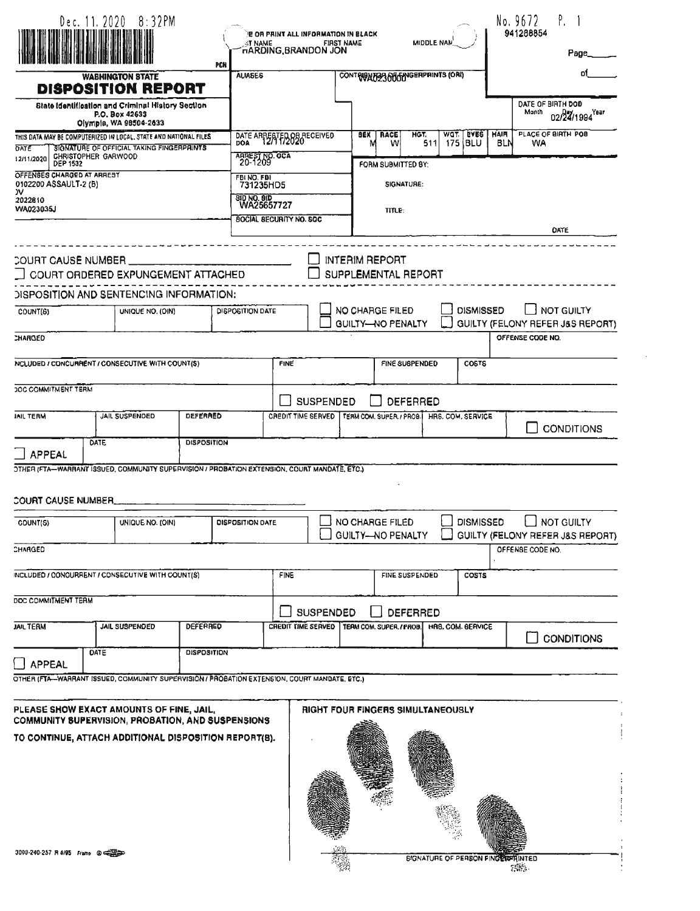Dec. 11. 2020 8:32PM

No. 9672 P. 1

941288854

PCN

TYPE OR PRINT ALL INFORMATION IN BLACK

| LAST NAME | FIRST NAME | MIDDLE NAME |
|---|---|---|
| HARDING,BRANDON JON | | |

Page\_\_\_\_\_ of\_\_\_\_\_

## WASHINGTON STATE
# DISPOSITION REPORT

State Identification and Criminal History Section
P.O. Box 42633
Olympia, WA 98504-2633

THIS DATA MAY BE COMPUTERIZED IN LOCAL, STATE AND NATIONAL FILES

| DATE | SIGNATURE OF OFFICIAL TAKING FINGERPRINTS |
|---|---|
| 12/11/2020 | CHRISTOPHER GARWOOD DEP 1532 |

OFFENSES CHARGED AT ARREST
0102200 ASSAULT-2 (B)
DV
2022810
WA023035J

ALIASES

CONTRIBUTOR OF FINGERPRINTS (ORI): WA0230000

DATE OF BIRTH DOB (Month / Day / Year): 02/24/1994

DATE ARRESTED OR RECEIVED DOA: 12/11/2020

| SEX | RACE | HGT. | WGT. | EYES | HAIR | PLACE OF BIRTH POB |
|---|---|---|---|---|---|---|
| M | W | 511 | 175 | BLU | BLN | WA |

ARREST NO. OCA: 20-1209

FBI NO. FBI: 731235HD5

SID NO. SID: WA25657727

SOCIAL SECURITY NO. SOC:

FORM SUBMITTED BY:

SIGNATURE:

TITLE:

DATE

---

COURT CAUSE NUMBER \_\_\_\_\_\_\_\_\_\_\_\_\_\_\_\_\_

☐ INTERIM REPORT

☐ COURT ORDERED EXPUNGEMENT ATTACHED

☐ SUPPLEMENTAL REPORT

DISPOSITION AND SENTENCING INFORMATION:

| COUNT(S) | UNIQUE NO. (OIN) | DISPOSITION DATE | ☐ NO CHARGE FILED ☐ GUILTY—NO PENALTY | ☐ DISMISSED ☐ GUILTY (FELONY REFER J&S REPORT) | ☐ NOT GUILTY |
|---|---|---|---|---|---|
| | | | | | |

CHARGED | OFFENSE CODE NO.

| INCLUDED / CONCURRENT / CONSECUTIVE WITH COUNT(S) | FINE | FINE SUSPENDED | COSTS |
|---|---|---|---|
| | | | |

DOC COMMITMENT TERM

☐ SUSPENDED ☐ DEFERRED

| JAIL TERM | JAIL SUSPENDED | DEFERRED | CREDIT TIME SERVED | TERM COM. SUPER. / PROB. | HRS. COM. SERVICE | ☐ CONDITIONS |
|---|---|---|---|---|---|---|
| | | | | | | |

| ☐ APPEAL | DATE | DISPOSITION |
|---|---|---|
| | | |

OTHER (FTA—WARRANT ISSUED, COMMUNITY SUPERVISION / PROBATION EXTENSION, COURT MANDATE, ETC.)

---

COURT CAUSE NUMBER \_\_\_\_\_\_\_\_\_\_\_\_\_\_\_\_\_

| COUNT(S) | UNIQUE NO. (OIN) | DISPOSITION DATE | ☐ NO CHARGE FILED ☐ GUILTY—NO PENALTY | ☐ DISMISSED ☐ GUILTY (FELONY REFER J&S REPORT) | ☐ NOT GUILTY |
|---|---|---|---|---|---|
| | | | | | |

CHARGED | OFFENSE CODE NO.

| INCLUDED / CONCURRENT / CONSECUTIVE WITH COUNT(S) | FINE | FINE SUSPENDED | COSTS |
|---|---|---|---|
| | | | |

DOC COMMITMENT TERM

☐ SUSPENDED ☐ DEFERRED

| JAIL TERM | JAIL SUSPENDED | DEFERRED | CREDIT TIME SERVED | TERM COM. SUPER. / PROB. | HRS. COM. SERVICE | ☐ CONDITIONS |
|---|---|---|---|---|---|---|
| | | | | | | |

| ☐ APPEAL | DATE | DISPOSITION |
|---|---|---|
| | | |

OTHER (FTA—WARRANT ISSUED, COMMUNITY SUPERVISION / PROBATION EXTENSION, COURT MANDATE, ETC.)

---

**PLEASE SHOW EXACT AMOUNTS OF FINE, JAIL, COMMUNITY SUPERVISION, PROBATION, AND SUSPENSIONS**

**TO CONTINUE, ATTACH ADDITIONAL DISPOSITION REPORT(S).**

RIGHT FOUR FINGERS SIMULTANEOUSLY

SIGNATURE OF PERSON FINGERPRINTED

3000-240-257 R 4/95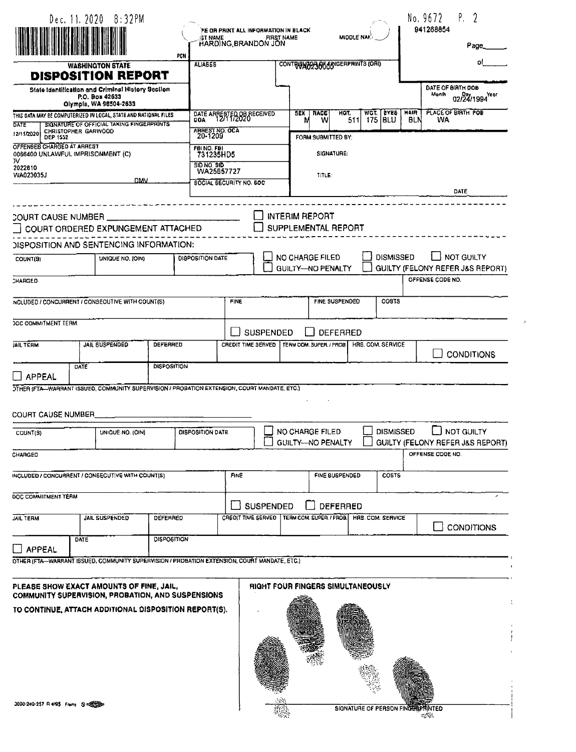Dec. 11. 2020 8:32PM

No. 9672 P. 2

941268854

PCN

TYPE OR PRINT ALL INFORMATION IN BLACK

LAST NAME FIRST NAME MIDDLE NAME

HARDING,BRANDON JON

Page\_\_\_\_\_\_ of\_\_\_\_\_\_

**WASHINGTON STATE**

# DISPOSITION REPORT

State Identification and Criminal History Section
P.O. Box 42633
Olympia, WA 98504-2633

ALIASES

CONTRIBUTOR OF FINGERPRINTS (ORI)
WA0230000

DATE OF BIRTH DOB
Month Day Year
02/24/1994

THIS DATA MAY BE COMPUTERIZED IN LOCAL, STATE AND NATIONAL FILES

| DATE | SIGNATURE OF OFFICIAL TAKING FINGERPRINTS |
|---|---|
| 12/11/2020 | CHRISTOPHER GARWOOD DEP 1552 |

DATE ARRESTED OR RECEIVED DOA 12/11/2020

| SEX | RACE | HGT. | WGT. | EYES | HAIR | PLACE OF BIRTH POB |
|---|---|---|---|---|---|---|
| M | W | 511 | 175 | BLU | BLN | WA |

ARREST NO. OCA 20-1209

FORM SUBMITTED BY:

OFFENSES CHARGED AT ARREST
0066400 UNLAWFUL IMPRISONMENT (C)
DV
2022610
WA023035J

DMV

FBI NO. FBI 731235HD5

SIGNATURE:

SID NO. SID WA25657727

TITLE:

SOCIAL SECURITY NO. SOC

DATE

---

COURT CAUSE NUMBER \_\_\_\_\_\_\_\_\_\_\_\_\_\_\_\_

☐ COURT ORDERED EXPUNGEMENT ATTACHED

☐ INTERIM REPORT

☐ SUPPLEMENTAL REPORT

DISPOSITION AND SENTENCING INFORMATION:

COUNT(S) | UNIQUE NO. (OIN) | DISPOSITION DATE | ☐ NO CHARGE FILED ☐ GUILTY—NO PENALTY | ☐ DISMISSED ☐ GUILTY (FELONY REFER J&S REPORT) | ☐ NOT GUILTY

CHARGED | OFFENSE CODE NO.

INCLUDED / CONCURRENT / CONSECUTIVE WITH COUNT(S) | FINE | FINE SUSPENDED | COSTS

DOC COMMITMENT TERM | ☐ SUSPENDED ☐ DEFERRED

JAIL TERM | JAIL SUSPENDED | DEFERRED | CREDIT TIME SERVED | TERM COM. SUPER. / PROB | HRS. COM. SERVICE | ☐ CONDITIONS

☐ APPEAL | DATE | DISPOSITION

OTHER (FTA—WARRANT ISSUED, COMMUNITY SUPERVISION / PROBATION EXTENSION, COURT MANDATE, ETC.)

---

COURT CAUSE NUMBER \_\_\_\_\_\_\_\_\_\_\_\_\_\_\_\_

COUNT(S) | UNIQUE NO. (OIN) | DISPOSITION DATE | ☐ NO CHARGE FILED ☐ GUILTY—NO PENALTY | ☐ DISMISSED ☐ GUILTY (FELONY REFER J&S REPORT) | ☐ NOT GUILTY

CHARGED | OFFENSE CODE NO.

INCLUDED / CONCURRENT / CONSECUTIVE WITH COUNT(S) | FINE | FINE SUSPENDED | COSTS

DOC COMMITMENT TERM | ☐ SUSPENDED ☐ DEFERRED

JAIL TERM | JAIL SUSPENDED | DEFERRED | CREDIT TIME SERVED | TERM COM. SUPER. / PROB. | HRS. COM. SERVICE | ☐ CONDITIONS

☐ APPEAL | DATE | DISPOSITION

OTHER (FTA—WARRANT ISSUED, COMMUNITY SUPERVISION / PROBATION EXTENSION, COURT MANDATE, ETC.)

---

**PLEASE SHOW EXACT AMOUNTS OF FINE, JAIL, COMMUNITY SUPERVISION, PROBATION, AND SUSPENSIONS**

**TO CONTINUE, ATTACH ADDITIONAL DISPOSITION REPORT(S).**

**RIGHT FOUR FINGERS SIMULTANEOUSLY**

SIGNATURE OF PERSON FINGERPRINTED

3000-240-257 R 4/95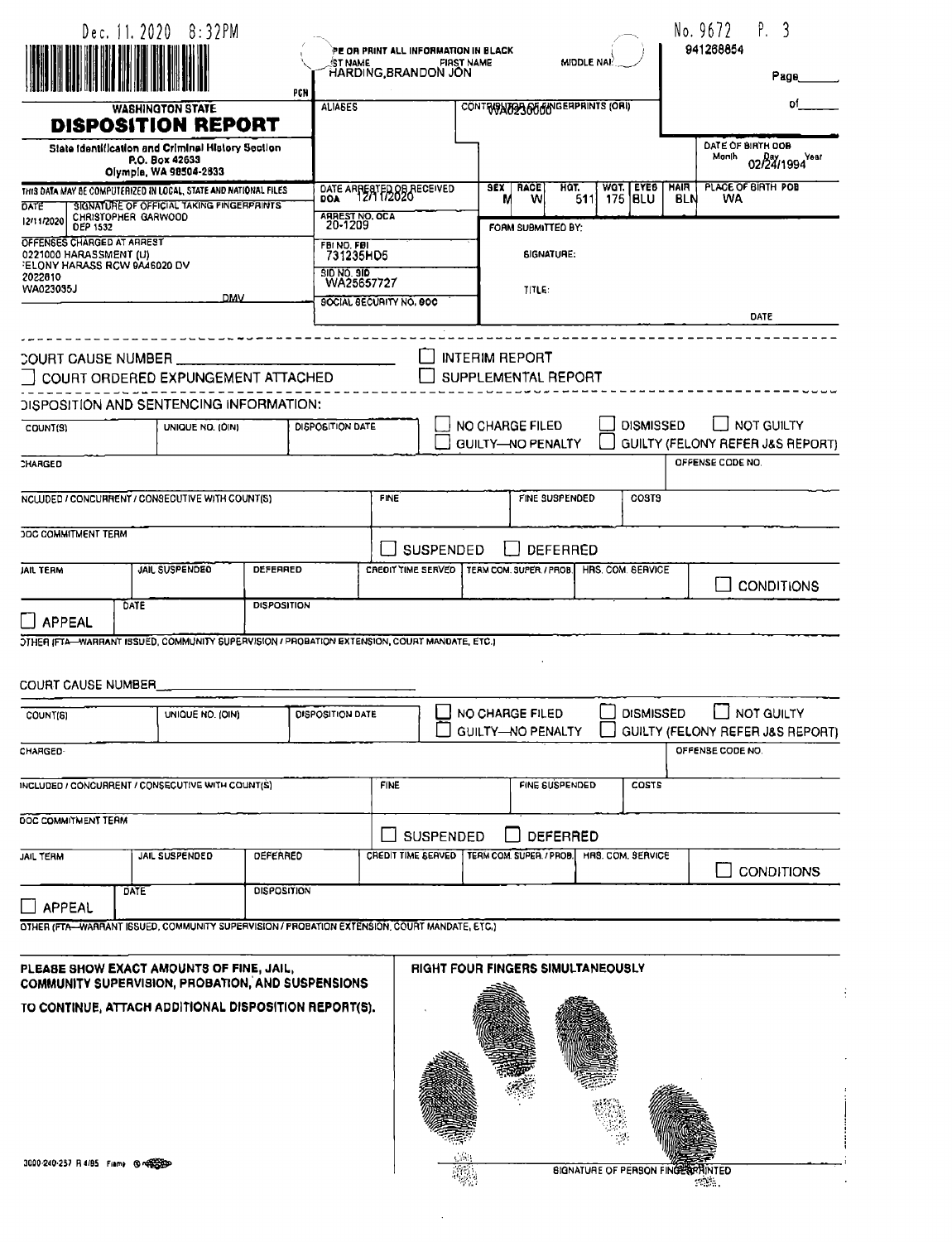Dec. 11. 2020 8:32PM

No. 9672 P. 3

941268854

TYPE OR PRINT ALL INFORMATION IN BLACK

| LAST NAME | FIRST NAME | MIDDLE NAME |
|---|---|---|
| HARDING,BRANDON JON | | |

PCN

Page______ of______

# WASHINGTON STATE
# DISPOSITION REPORT

**State Identification and Criminal History Section**
**P.O. Box 42633**
**Olympia, WA 98504-2633**

| ALIASES | CONTRIBUTOR OF FINGERPRINTS (ORI) | DATE OF BIRTH DOB |
|---|---|---|
| | WA0230000 | Month Day Year 02/24/1994 |

THIS DATA MAY BE COMPUTERIZED IN LOCAL, STATE AND NATIONAL FILES

| DATE | SIGNATURE OF OFFICIAL TAKING FINGERPRINTS |
|---|---|
| 12/11/2020 | CHRISTOPHER GARWOOD DEP 1532 |

| DATE ARRESTED OR RECEIVED DOA | SEX | RACE | HGT. | WGT. | EYES | HAIR | PLACE OF BIRTH POB |
|---|---|---|---|---|---|---|---|
| 12/11/2020 | M | W | 511 | 175 | BLU | BLN | WA |

ARREST NO. OCA
20-1209

FORM SUBMITTED BY:

OFFENSES CHARGED AT ARREST
0221000 HARASSMENT (U)
FELONY HARASS RCW 9A46020 DV
2022810
WA023035J

DMV

FBI NO. FBI
731235HD5

SIGNATURE:

SID NO. SID
WA25657727

TITLE:

SOCIAL SECURITY NO. SOC

DATE

---

COURT CAUSE NUMBER ______________________

☐ INTERIM REPORT

☐ COURT ORDERED EXPUNGEMENT ATTACHED

☐ SUPPLEMENTAL REPORT

DISPOSITION AND SENTENCING INFORMATION:

| COUNT(S) | UNIQUE NO. (OIN) | DISPOSITION DATE | ☐ NO CHARGE FILED ☐ GUILTY—NO PENALTY | ☐ DISMISSED ☐ GUILTY (FELONY REFER J&S REPORT) | ☐ NOT GUILTY |
|---|---|---|---|---|---|
| | | | | | |

| CHARGED | OFFENSE CODE NO. |
|---|---|
| | |

| INCLUDED / CONCURRENT / CONSECUTIVE WITH COUNT(S) | FINE | FINE SUSPENDED | COSTS |
|---|---|---|---|
| | | | |

DOC COMMITMENT TERM

☐ SUSPENDED ☐ DEFERRED

| JAIL TERM | JAIL SUSPENDED | DEFERRED | CREDIT TIME SERVED | TERM COM. SUPER. / PROB. | HRS. COM. SERVICE | ☐ CONDITIONS |
|---|---|---|---|---|---|---|
| | | | | | | |

| ☐ APPEAL | DATE | DISPOSITION |
|---|---|---|
| | | |

OTHER (FTA—WARRANT ISSUED, COMMUNITY SUPERVISION / PROBATION EXTENSION, COURT MANDATE, ETC.)

---

COURT CAUSE NUMBER ______________________

| COUNT(S) | UNIQUE NO. (OIN) | DISPOSITION DATE | ☐ NO CHARGE FILED ☐ GUILTY—NO PENALTY | ☐ DISMISSED ☐ GUILTY (FELONY REFER J&S REPORT) | ☐ NOT GUILTY |
|---|---|---|---|---|---|
| | | | | | |

| CHARGED | OFFENSE CODE NO. |
|---|---|
| | |

| INCLUDED / CONCURRENT / CONSECUTIVE WITH COUNT(S) | FINE | FINE SUSPENDED | COSTS |
|---|---|---|---|
| | | | |

DOC COMMITMENT TERM

☐ SUSPENDED ☐ DEFERRED

| JAIL TERM | JAIL SUSPENDED | DEFERRED | CREDIT TIME SERVED | TERM COM. SUPER. / PROB. | HRS. COM. SERVICE | ☐ CONDITIONS |
|---|---|---|---|---|---|---|
| | | | | | | |

| ☐ APPEAL | DATE | DISPOSITION |
|---|---|---|
| | | |

OTHER (FTA—WARRANT ISSUED, COMMUNITY SUPERVISION / PROBATION EXTENSION, COURT MANDATE, ETC.)

---

**PLEASE SHOW EXACT AMOUNTS OF FINE, JAIL, COMMUNITY SUPERVISION, PROBATION, AND SUSPENSIONS**

**TO CONTINUE, ATTACH ADDITIONAL DISPOSITION REPORT(S).**

**RIGHT FOUR FINGERS SIMULTANEOUSLY**

SIGNATURE OF PERSON FINGERPRINTED

3000-240-257 R 4/95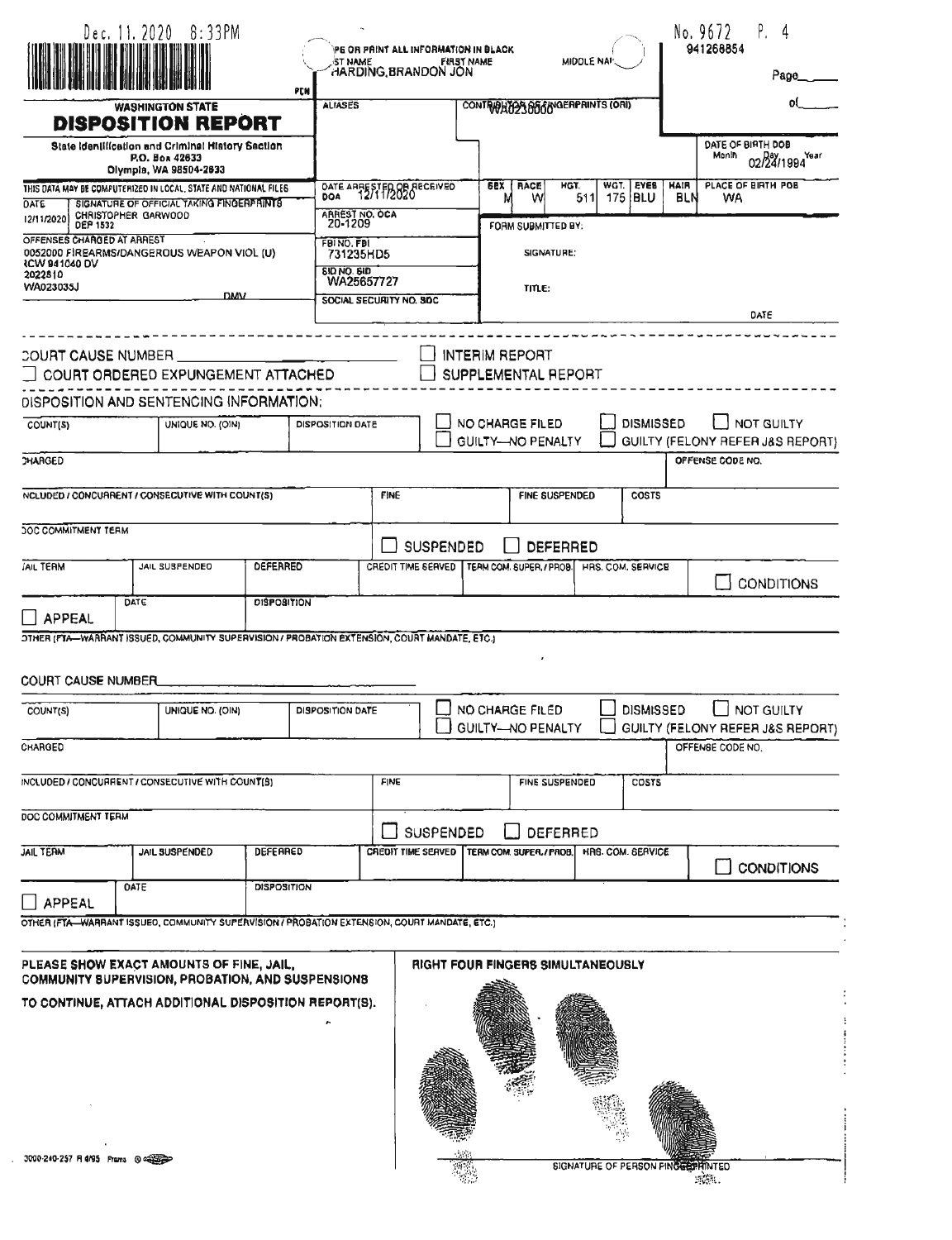Dec. 11. 2020 8:33PM

No. 9672 P. 4

941268854

TYPE OR PRINT ALL INFORMATION IN BLACK

| LAST NAME | FIRST NAME | MIDDLE NAME |
|---|---|---|
| HARDING, BRANDON JON | | |

PCN

Page ___ of ___

# WASHINGTON STATE DISPOSITION REPORT

State Identification and Criminal History Section
P.O. Box 42633
Olympia, WA 98504-2633

ALIASES

CONTRIBUTOR OF FINGERPRINTS (ORI): WA0230000

DATE OF BIRTH DOB (Month Day Year): 02/24/1984

THIS DATA MAY BE COMPUTERIZED IN LOCAL, STATE AND NATIONAL FILES

| DATE | SIGNATURE OF OFFICIAL TAKING FINGERPRINTS |
|---|---|
| 12/11/2020 | CHRISTOPHER GARWOOD DEP 1532 |

DATE ARRESTED OR RECEIVED DOA: 12/11/2020

| SEX | RACE | HGT. | WGT. | EYES | HAIR | PLACE OF BIRTH POB |
|---|---|---|---|---|---|---|
| M | W | 511 | 175 | BLU | BLN | WA |

ARREST NO. OCA: 20-1209

FORM SUBMITTED BY:

OFFENSES CHARGED AT ARREST
0052000 FIREARMS/DANGEROUS WEAPON VIOL (U)
RCW 941040 DV
2022810
WA023035J

DMV

FBI NO. FBI: 731235HD5

SIGNATURE:

SID NO. SID: WA25657727

TITLE:

SOCIAL SECURITY NO. SOC

DATE

---

COURT CAUSE NUMBER ____________ ☐ INTERIM REPORT

☐ COURT ORDERED EXPUNGEMENT ATTACHED ☐ SUPPLEMENTAL REPORT

DISPOSITION AND SENTENCING INFORMATION:

| COUNT(S) | UNIQUE NO. (OIN) | DISPOSITION DATE | ☐ NO CHARGE FILED ☐ GUILTY—NO PENALTY | ☐ DISMISSED ☐ GUILTY (FELONY REFER J&S REPORT) | ☐ NOT GUILTY |
|---|---|---|---|---|---|

CHARGED — OFFENSE CODE NO.

| INCLUDED / CONCURRENT / CONSECUTIVE WITH COUNT(S) | FINE | FINE SUSPENDED | COSTS |
|---|---|---|---|

DOC COMMITMENT TERM ☐ SUSPENDED ☐ DEFERRED

| JAIL TERM | JAIL SUSPENDED | DEFERRED | CREDIT TIME SERVED | TERM COM. SUPER./PROB. | HRS. COM. SERVICE | ☐ CONDITIONS |
|---|---|---|---|---|---|---|

| ☐ APPEAL | DATE | DISPOSITION |
|---|---|---|

OTHER (FTA—WARRANT ISSUED, COMMUNITY SUPERVISION / PROBATION EXTENSION, COURT MANDATE, ETC.)

COURT CAUSE NUMBER ____________

| COUNT(S) | UNIQUE NO. (OIN) | DISPOSITION DATE | ☐ NO CHARGE FILED ☐ GUILTY—NO PENALTY | ☐ DISMISSED ☐ GUILTY (FELONY REFER J&S REPORT) | ☐ NOT GUILTY |
|---|---|---|---|---|---|

CHARGED — OFFENSE CODE NO.

| INCLUDED / CONCURRENT / CONSECUTIVE WITH COUNT(S) | FINE | FINE SUSPENDED | COSTS |
|---|---|---|---|

DOC COMMITMENT TERM ☐ SUSPENDED ☐ DEFERRED

| JAIL TERM | JAIL SUSPENDED | DEFERRED | CREDIT TIME SERVED | TERM COM. SUPER./PROB. | HRS. COM. SERVICE | ☐ CONDITIONS |
|---|---|---|---|---|---|---|

| ☐ APPEAL | DATE | DISPOSITION |
|---|---|---|

OTHER (FTA—WARRANT ISSUED, COMMUNITY SUPERVISION / PROBATION EXTENSION, COURT MANDATE, ETC.)

PLEASE SHOW EXACT AMOUNTS OF FINE, JAIL, COMMUNITY SUPERVISION, PROBATION, AND SUSPENSIONS

TO CONTINUE, ATTACH ADDITIONAL DISPOSITION REPORT(S).

RIGHT FOUR FINGERS SIMULTANEOUSLY

SIGNATURE OF PERSON FINGERPRINTED

3000-240-257 R 4/95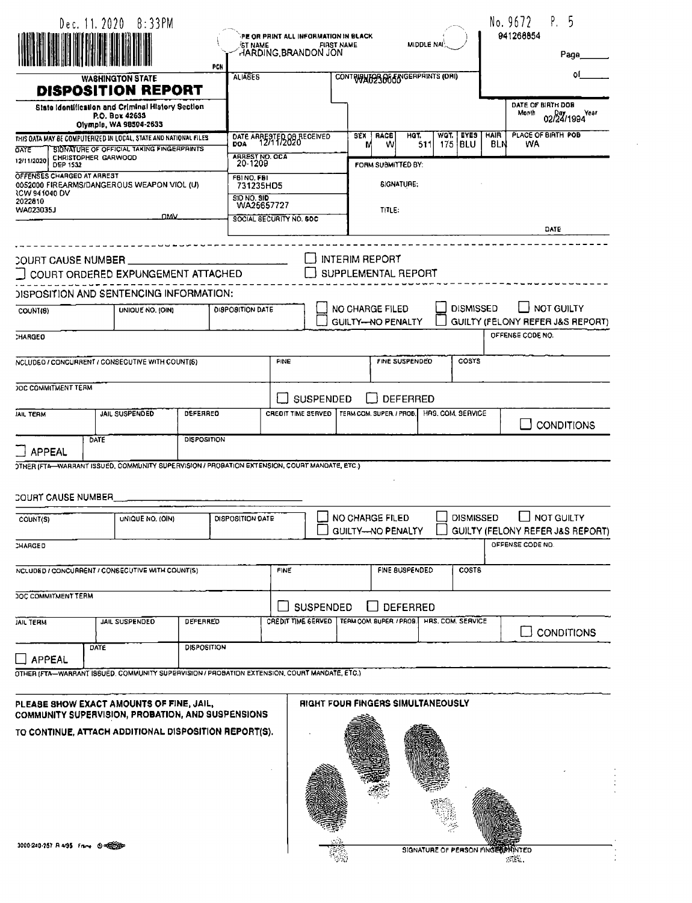Dec. 11. 2020 8:33PM

No. 9672 P. 5

941268854

TYPE OR PRINT ALL INFORMATION IN BLACK

| LAST NAME | FIRST NAME | MIDDLE NAME |
|---|---|---|
| HARDING,BRANDON JON | | |

PCN

Page______ of______

# WASHINGTON STATE DISPOSITION REPORT

State Identification and Criminal History Section
P.O. Box 42633
Olympia, WA 98504-2633

ALIASES

CONTRIBUTOR OF FINGERPRINTS (ORI): WA0230000

DATE OF BIRTH DOB (Month Day Year): 02/24/1994

THIS DATA MAY BE COMPUTERIZED IN LOCAL, STATE AND NATIONAL FILES

| DATE | SIGNATURE OF OFFICIAL TAKING FINGERPRINTS |
|---|---|
| 12/11/2020 | CHRISTOPHER GARWOOD DEP 1532 |

DATE ARRESTED OR RECEIVED DOA: 12/11/2020

| SEX | RACE | HGT. | WGT. | EYES | HAIR | PLACE OF BIRTH POB |
|---|---|---|---|---|---|---|
| M | W | 511 | 175 | BLU | BLN | WA |

ARREST NO. OCA: 20-1209

FORM SUBMITTED BY:

OFFENSES CHARGED AT ARREST:
0052000 FIREARMS/DANGEROUS WEAPON VIOL (U)
RCW 941040 DV
2022810
WA023035J

DMV

FBI NO. FBI: 731235HD5

SID NO. SID: WA25657727

SOCIAL SECURITY NO. SOC

SIGNATURE:

TITLE:

DATE

---

COURT CAUSE NUMBER ______________________

☐ INTERIM REPORT

☐ COURT ORDERED EXPUNGEMENT ATTACHED

☐ SUPPLEMENTAL REPORT

DISPOSITION AND SENTENCING INFORMATION:

| COUNT(S) | UNIQUE NO. (OIN) | DISPOSITION DATE | ☐ NO CHARGE FILED ☐ GUILTY—NO PENALTY | ☐ DISMISSED ☐ GUILTY (FELONY REFER J&S REPORT) | ☐ NOT GUILTY |
|---|---|---|---|---|---|
| | | | | | |

CHARGED | OFFENSE CODE NO.

INCLUDED / CONCURRENT / CONSECUTIVE WITH COUNT(S) | FINE | FINE SUSPENDED | COSTS

DOC COMMITMENT TERM | ☐ SUSPENDED ☐ DEFERRED

JAIL TERM | JAIL SUSPENDED | DEFERRED | CREDIT TIME SERVED | TERM COM. SUPER. / PROB. | HRS. COM. SERVICE | ☐ CONDITIONS

☐ APPEAL | DATE | DISPOSITION

OTHER (FTA—WARRANT ISSUED, COMMUNITY SUPERVISION / PROBATION EXTENSION, COURT MANDATE, ETC.)

COURT CAUSE NUMBER ______________________

| COUNT(S) | UNIQUE NO. (OIN) | DISPOSITION DATE | ☐ NO CHARGE FILED ☐ GUILTY—NO PENALTY | ☐ DISMISSED ☐ GUILTY (FELONY REFER J&S REPORT) | ☐ NOT GUILTY |
|---|---|---|---|---|---|
| | | | | | |

CHARGED | OFFENSE CODE NO.

INCLUDED / CONCURRENT / CONSECUTIVE WITH COUNT(S) | FINE | FINE SUSPENDED | COSTS

DOC COMMITMENT TERM | ☐ SUSPENDED ☐ DEFERRED

JAIL TERM | JAIL SUSPENDED | DEFERRED | CREDIT TIME SERVED | TERM COM. SUPER. / PROB. | HRS. COM. SERVICE | ☐ CONDITIONS

☐ APPEAL | DATE | DISPOSITION

OTHER (FTA—WARRANT ISSUED, COMMUNITY SUPERVISION / PROBATION EXTENSION, COURT MANDATE, ETC.)

PLEASE SHOW EXACT AMOUNTS OF FINE, JAIL, COMMUNITY SUPERVISION, PROBATION, AND SUSPENSIONS

TO CONTINUE, ATTACH ADDITIONAL DISPOSITION REPORT(S).

RIGHT FOUR FINGERS SIMULTANEOUSLY

SIGNATURE OF PERSON FINGERPRINTED

3000-240-257 R 4/95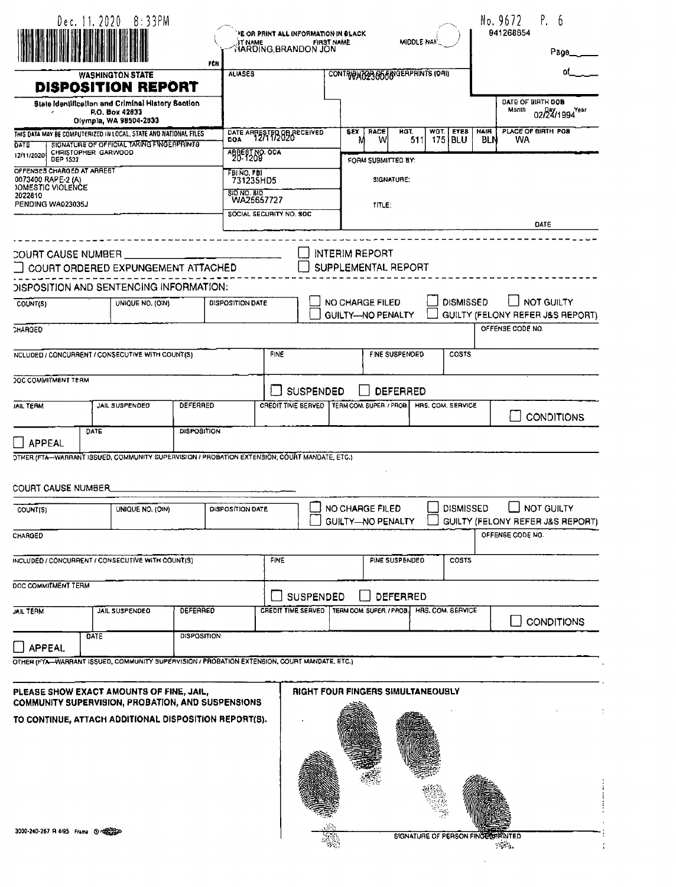Dec. 11. 2020 8:33PM

No. 9672 P. 6

941268854

PCN

TYPE OR PRINT ALL INFORMATION IN BLACK

| LAST NAME | FIRST NAME | MIDDLE NAME |
| --- | --- | --- |
| HARDING,BRANDON JON | | |

Page___ of___

# WASHINGTON STATE DISPOSITION REPORT

State Identification and Criminal History Section
P.O. Box 42633
Olympia, WA 98504-2633

ALIASES

CONTRIBUTOR OF FINGERPRINTS (ORI) WA0230000

DATE OF BIRTH DOB Month Day Year 02/24/1994

THIS DATA MAY BE COMPUTERIZED IN LOCAL, STATE AND NATIONAL FILES

| DATE | SIGNATURE OF OFFICIAL TAKING FINGERPRINTS |
| --- | --- |
| 12/11/2020 | CHRISTOPHER GARWOOD DEP 1532 |

DATE ARRESTED OR RECEIVED DOA 12/11/2020

| SEX | RACE | HGT. | WGT. | EYES | HAIR | PLACE OF BIRTH POB |
| --- | --- | --- | --- | --- | --- | --- |
| M | W | 511 | 175 | BLU | BLN | WA |

ARREST NO. OCA 20-1209

FORM SUBMITTED BY:

OFFENSES CHARGED AT ARREST
0073400 RAPE-2 (A)
DOMESTIC VIOLENCE
2022810
PENDING WA023035J

FBI NO. FBI 731235HD5

SIGNATURE:

SID NO. SID WA25657727

TITLE:

SOCIAL SECURITY NO. SOC

DATE

---

COURT CAUSE NUMBER ____________

☐ COURT ORDERED EXPUNGEMENT ATTACHED

☐ INTERIM REPORT

☐ SUPPLEMENTAL REPORT

DISPOSITION AND SENTENCING INFORMATION:

| COUNT(S) | UNIQUE NO. (OIN) | DISPOSITION DATE | ☐ NO CHARGE FILED ☐ GUILTY—NO PENALTY | ☐ DISMISSED | ☐ NOT GUILTY ☐ GUILTY (FELONY REFER J&S REPORT) |
| --- | --- | --- | --- | --- | --- |

CHARGED | OFFENSE CODE NO.

| INCLUDED / CONCURRENT / CONSECUTIVE WITH COUNT(S) | FINE | FINE SUSPENDED | COSTS |
| --- | --- | --- | --- |

DOC COMMITMENT TERM ☐ SUSPENDED ☐ DEFERRED

| JAIL TERM | JAIL SUSPENDED | DEFERRED | CREDIT TIME SERVED | TERM COM. SUPER. / PROB. | HRS. COM. SERVICE | ☐ CONDITIONS |
| --- | --- | --- | --- | --- | --- | --- |

| ☐ APPEAL | DATE | DISPOSITION |
| --- | --- | --- |

OTHER (FTA—WARRANT ISSUED, COMMUNITY SUPERVISION / PROBATION EXTENSION, COURT MANDATE, ETC.)

COURT CAUSE NUMBER ____________

| COUNT(S) | UNIQUE NO. (OIN) | DISPOSITION DATE | ☐ NO CHARGE FILED ☐ GUILTY—NO PENALTY | ☐ DISMISSED | ☐ NOT GUILTY ☐ GUILTY (FELONY REFER J&S REPORT) |
| --- | --- | --- | --- | --- | --- |

CHARGED | OFFENSE CODE NO.

| INCLUDED / CONCURRENT / CONSECUTIVE WITH COUNT(S) | FINE | FINE SUSPENDED | COSTS |
| --- | --- | --- | --- |

DOC COMMITMENT TERM ☐ SUSPENDED ☐ DEFERRED

| JAIL TERM | JAIL SUSPENDED | DEFERRED | CREDIT TIME SERVED | TERM COM. SUPER. / PROB. | HRS. COM. SERVICE | ☐ CONDITIONS |
| --- | --- | --- | --- | --- | --- | --- |

| ☐ APPEAL | DATE | DISPOSITION |
| --- | --- | --- |

OTHER (FTA—WARRANT ISSUED, COMMUNITY SUPERVISION / PROBATION EXTENSION, COURT MANDATE, ETC.)

**PLEASE SHOW EXACT AMOUNTS OF FINE, JAIL, COMMUNITY SUPERVISION, PROBATION, AND SUSPENSIONS**

**TO CONTINUE, ATTACH ADDITIONAL DISPOSITION REPORT(S).**

**RIGHT FOUR FINGERS SIMULTANEOUSLY**

SIGNATURE OF PERSON FINGERPRINTED

3000-240-267 R 4/95